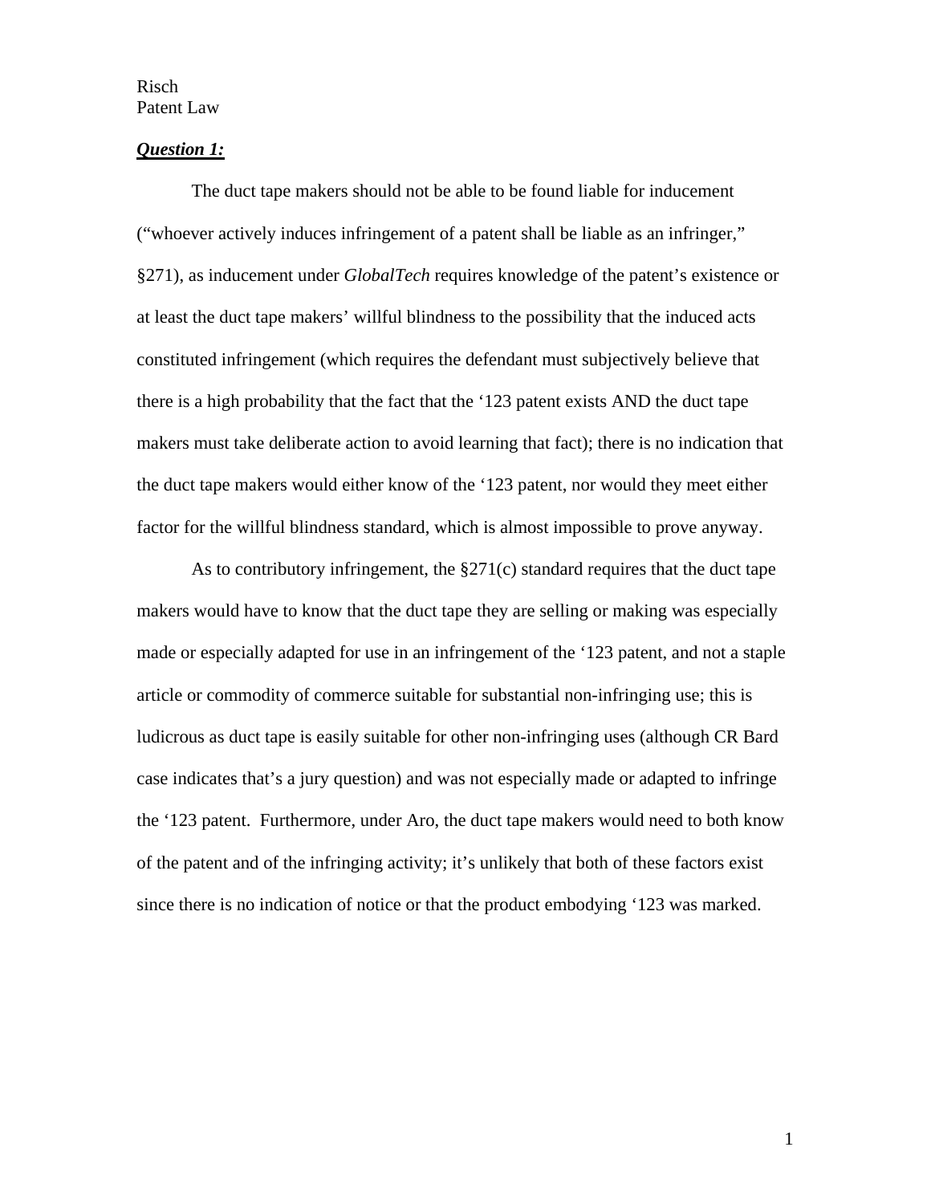Risch
Patent Law

***Question 1:***

The duct tape makers should not be able to be found liable for inducement ("whoever actively induces infringement of a patent shall be liable as an infringer," §271), as inducement under *GlobalTech* requires knowledge of the patent's existence or at least the duct tape makers' willful blindness to the possibility that the induced acts constituted infringement (which requires the defendant must subjectively believe that there is a high probability that the fact that the '123 patent exists AND the duct tape makers must take deliberate action to avoid learning that fact); there is no indication that the duct tape makers would either know of the '123 patent, nor would they meet either factor for the willful blindness standard, which is almost impossible to prove anyway.

As to contributory infringement, the §271(c) standard requires that the duct tape makers would have to know that the duct tape they are selling or making was especially made or especially adapted for use in an infringement of the '123 patent, and not a staple article or commodity of commerce suitable for substantial non-infringing use; this is ludicrous as duct tape is easily suitable for other non-infringing uses (although CR Bard case indicates that's a jury question) and was not especially made or adapted to infringe the '123 patent. Furthermore, under Aro, the duct tape makers would need to both know of the patent and of the infringing activity; it's unlikely that both of these factors exist since there is no indication of notice or that the product embodying '123 was marked.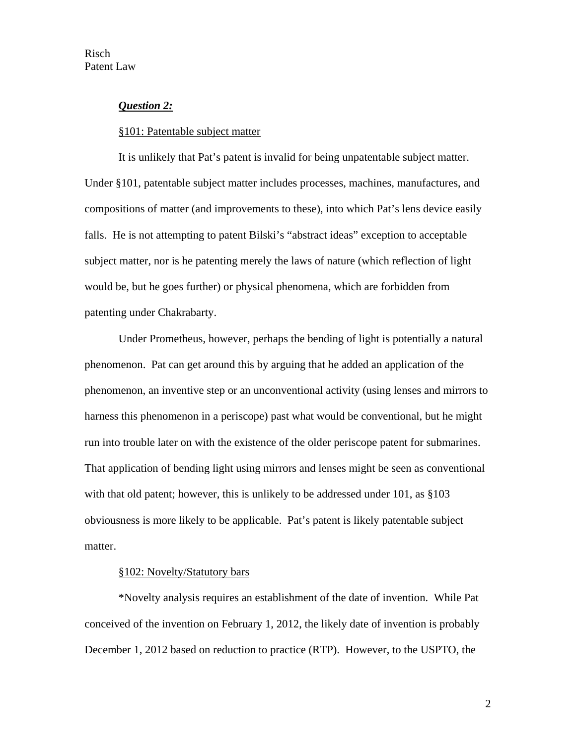***Question 2:***

§101: Patentable subject matter

It is unlikely that Pat's patent is invalid for being unpatentable subject matter. Under §101, patentable subject matter includes processes, machines, manufactures, and compositions of matter (and improvements to these), into which Pat's lens device easily falls. He is not attempting to patent Bilski's "abstract ideas" exception to acceptable subject matter, nor is he patenting merely the laws of nature (which reflection of light would be, but he goes further) or physical phenomena, which are forbidden from patenting under Chakrabarty.

Under Prometheus, however, perhaps the bending of light is potentially a natural phenomenon. Pat can get around this by arguing that he added an application of the phenomenon, an inventive step or an unconventional activity (using lenses and mirrors to harness this phenomenon in a periscope) past what would be conventional, but he might run into trouble later on with the existence of the older periscope patent for submarines. That application of bending light using mirrors and lenses might be seen as conventional with that old patent; however, this is unlikely to be addressed under 101, as §103 obviousness is more likely to be applicable. Pat's patent is likely patentable subject matter.

§102: Novelty/Statutory bars

*Novelty analysis requires an establishment of the date of invention. While Pat conceived of the invention on February 1, 2012, the likely date of invention is probably December 1, 2012 based on reduction to practice (RTP). However, to the USPTO, the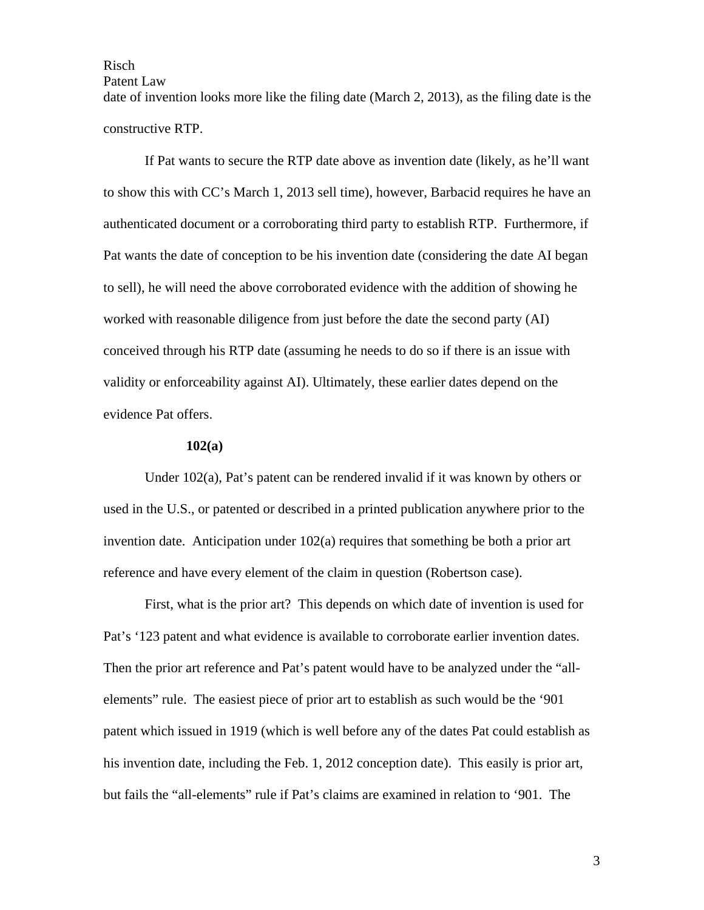date of invention looks more like the filing date (March 2, 2013), as the filing date is the constructive RTP.

If Pat wants to secure the RTP date above as invention date (likely, as he'll want to show this with CC's March 1, 2013 sell time), however, Barbacid requires he have an authenticated document or a corroborating third party to establish RTP. Furthermore, if Pat wants the date of conception to be his invention date (considering the date AI began to sell), he will need the above corroborated evidence with the addition of showing he worked with reasonable diligence from just before the date the second party (AI) conceived through his RTP date (assuming he needs to do so if there is an issue with validity or enforceability against AI). Ultimately, these earlier dates depend on the evidence Pat offers.

**102(a)**

Under 102(a), Pat's patent can be rendered invalid if it was known by others or used in the U.S., or patented or described in a printed publication anywhere prior to the invention date. Anticipation under 102(a) requires that something be both a prior art reference and have every element of the claim in question (Robertson case).

First, what is the prior art? This depends on which date of invention is used for Pat's '123 patent and what evidence is available to corroborate earlier invention dates. Then the prior art reference and Pat's patent would have to be analyzed under the "all-elements" rule. The easiest piece of prior art to establish as such would be the '901 patent which issued in 1919 (which is well before any of the dates Pat could establish as his invention date, including the Feb. 1, 2012 conception date). This easily is prior art, but fails the "all-elements" rule if Pat's claims are examined in relation to '901. The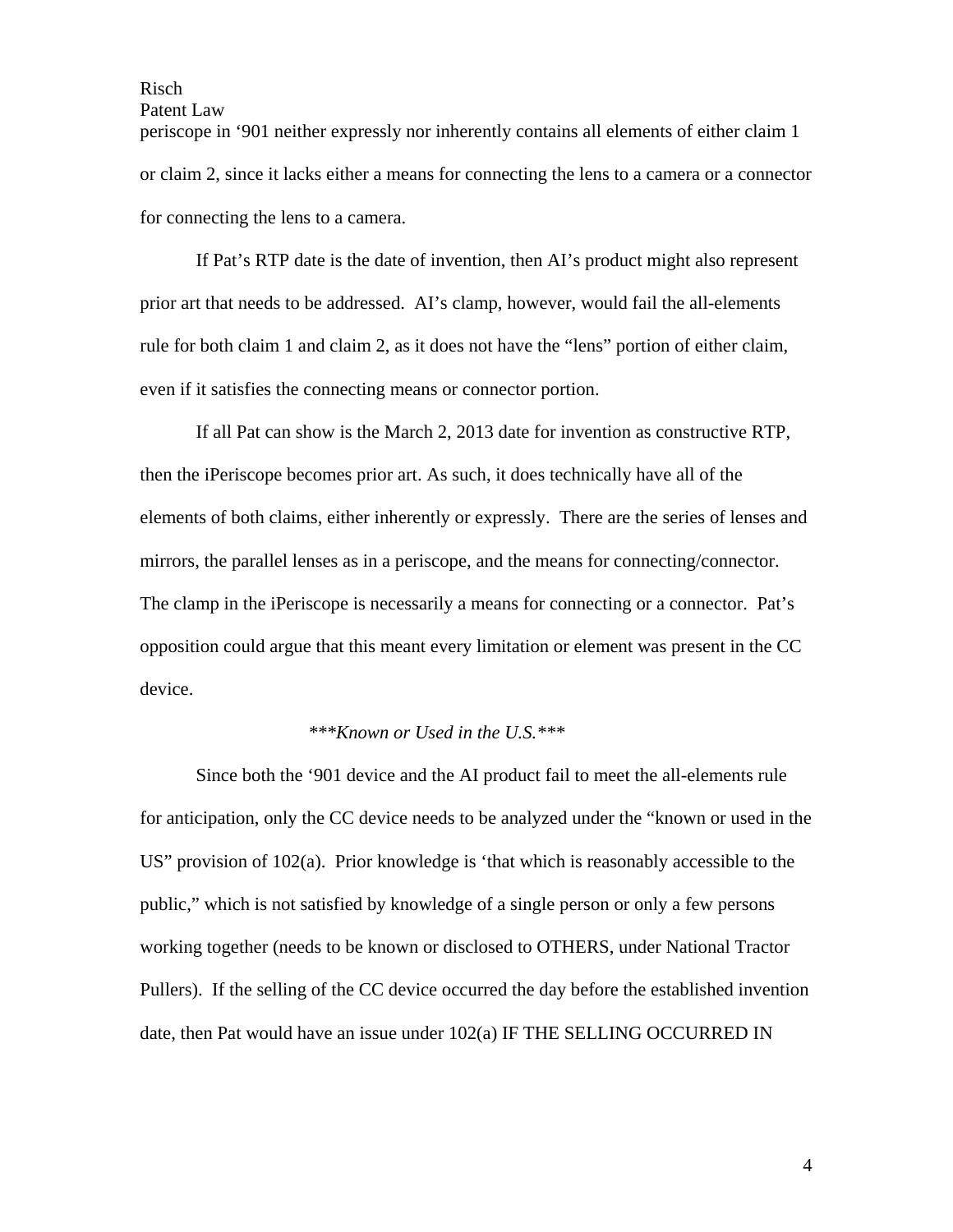periscope in '901 neither expressly nor inherently contains all elements of either claim 1 or claim 2, since it lacks either a means for connecting the lens to a camera or a connector for connecting the lens to a camera.

If Pat's RTP date is the date of invention, then AI's product might also represent prior art that needs to be addressed. AI's clamp, however, would fail the all-elements rule for both claim 1 and claim 2, as it does not have the "lens" portion of either claim, even if it satisfies the connecting means or connector portion.

If all Pat can show is the March 2, 2013 date for invention as constructive RTP, then the iPeriscope becomes prior art. As such, it does technically have all of the elements of both claims, either inherently or expressly. There are the series of lenses and mirrors, the parallel lenses as in a periscope, and the means for connecting/connector. The clamp in the iPeriscope is necessarily a means for connecting or a connector. Pat's opposition could argue that this meant every limitation or element was present in the CC device.

*\*\*\*Known or Used in the U.S.\*\*\**

Since both the '901 device and the AI product fail to meet the all-elements rule for anticipation, only the CC device needs to be analyzed under the "known or used in the US" provision of 102(a). Prior knowledge is 'that which is reasonably accessible to the public," which is not satisfied by knowledge of a single person or only a few persons working together (needs to be known or disclosed to OTHERS, under National Tractor Pullers). If the selling of the CC device occurred the day before the established invention date, then Pat would have an issue under 102(a) IF THE SELLING OCCURRED IN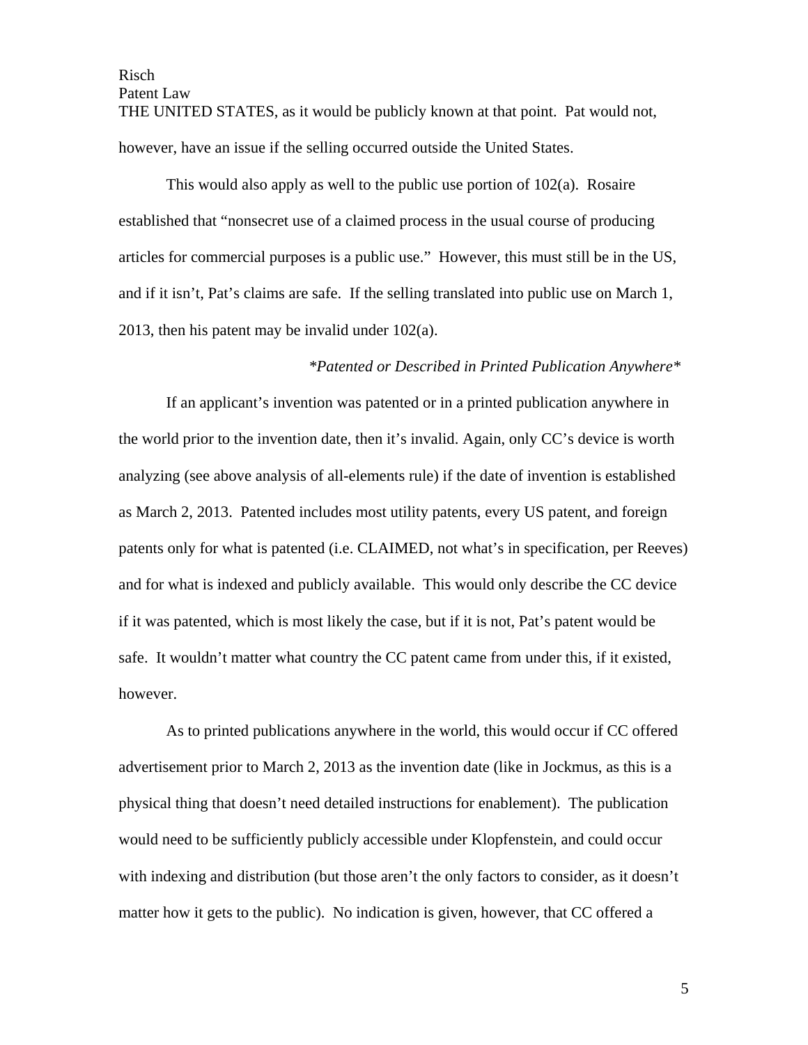THE UNITED STATES, as it would be publicly known at that point. Pat would not, however, have an issue if the selling occurred outside the United States.

This would also apply as well to the public use portion of 102(a). Rosaire established that "nonsecret use of a claimed process in the usual course of producing articles for commercial purposes is a public use." However, this must still be in the US, and if it isn't, Pat's claims are safe. If the selling translated into public use on March 1, 2013, then his patent may be invalid under 102(a).

*Patented or Described in Printed Publication Anywhere*

If an applicant's invention was patented or in a printed publication anywhere in the world prior to the invention date, then it's invalid. Again, only CC's device is worth analyzing (see above analysis of all-elements rule) if the date of invention is established as March 2, 2013. Patented includes most utility patents, every US patent, and foreign patents only for what is patented (i.e. CLAIMED, not what's in specification, per Reeves) and for what is indexed and publicly available. This would only describe the CC device if it was patented, which is most likely the case, but if it is not, Pat's patent would be safe. It wouldn't matter what country the CC patent came from under this, if it existed, however.

As to printed publications anywhere in the world, this would occur if CC offered advertisement prior to March 2, 2013 as the invention date (like in Jockmus, as this is a physical thing that doesn't need detailed instructions for enablement). The publication would need to be sufficiently publicly accessible under Klopfenstein, and could occur with indexing and distribution (but those aren't the only factors to consider, as it doesn't matter how it gets to the public). No indication is given, however, that CC offered a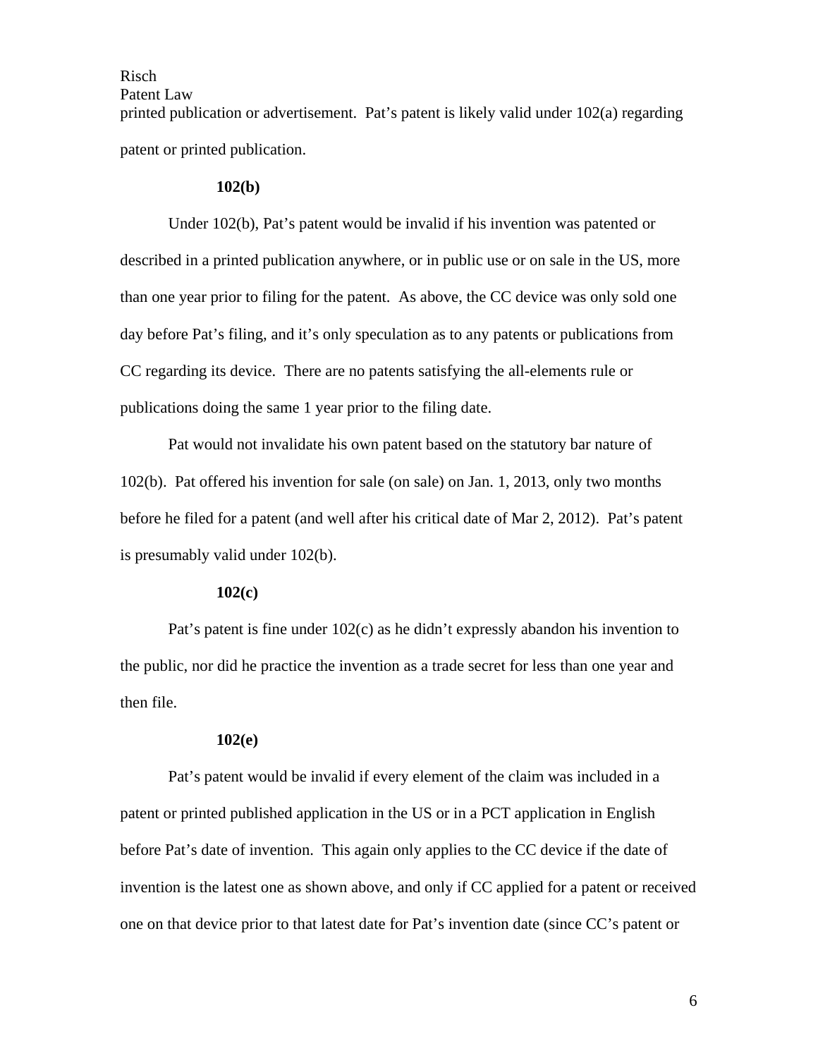printed publication or advertisement. Pat's patent is likely valid under 102(a) regarding patent or printed publication.

### 102(b)

Under 102(b), Pat's patent would be invalid if his invention was patented or described in a printed publication anywhere, or in public use or on sale in the US, more than one year prior to filing for the patent. As above, the CC device was only sold one day before Pat's filing, and it's only speculation as to any patents or publications from CC regarding its device. There are no patents satisfying the all-elements rule or publications doing the same 1 year prior to the filing date.

Pat would not invalidate his own patent based on the statutory bar nature of 102(b). Pat offered his invention for sale (on sale) on Jan. 1, 2013, only two months before he filed for a patent (and well after his critical date of Mar 2, 2012). Pat's patent is presumably valid under 102(b).

### 102(c)

Pat's patent is fine under 102(c) as he didn't expressly abandon his invention to the public, nor did he practice the invention as a trade secret for less than one year and then file.

### 102(e)

Pat's patent would be invalid if every element of the claim was included in a patent or printed published application in the US or in a PCT application in English before Pat's date of invention. This again only applies to the CC device if the date of invention is the latest one as shown above, and only if CC applied for a patent or received one on that device prior to that latest date for Pat's invention date (since CC's patent or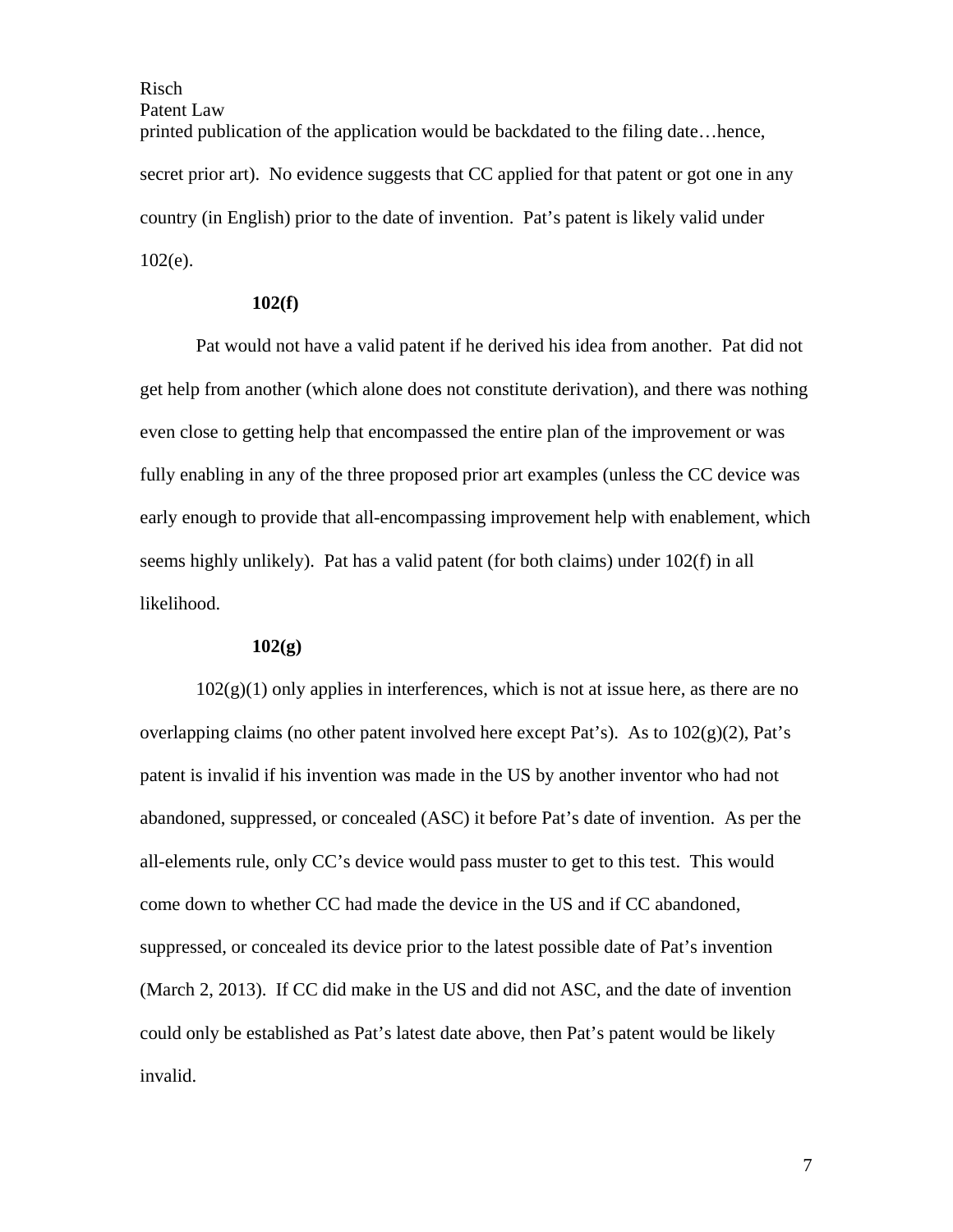printed publication of the application would be backdated to the filing date…hence, secret prior art). No evidence suggests that CC applied for that patent or got one in any country (in English) prior to the date of invention. Pat's patent is likely valid under 102(e).

**102(f)**

Pat would not have a valid patent if he derived his idea from another. Pat did not get help from another (which alone does not constitute derivation), and there was nothing even close to getting help that encompassed the entire plan of the improvement or was fully enabling in any of the three proposed prior art examples (unless the CC device was early enough to provide that all-encompassing improvement help with enablement, which seems highly unlikely). Pat has a valid patent (for both claims) under 102(f) in all likelihood.

**102(g)**

102(g)(1) only applies in interferences, which is not at issue here, as there are no overlapping claims (no other patent involved here except Pat's). As to 102(g)(2), Pat's patent is invalid if his invention was made in the US by another inventor who had not abandoned, suppressed, or concealed (ASC) it before Pat's date of invention. As per the all-elements rule, only CC's device would pass muster to get to this test. This would come down to whether CC had made the device in the US and if CC abandoned, suppressed, or concealed its device prior to the latest possible date of Pat's invention (March 2, 2013). If CC did make in the US and did not ASC, and the date of invention could only be established as Pat's latest date above, then Pat's patent would be likely invalid.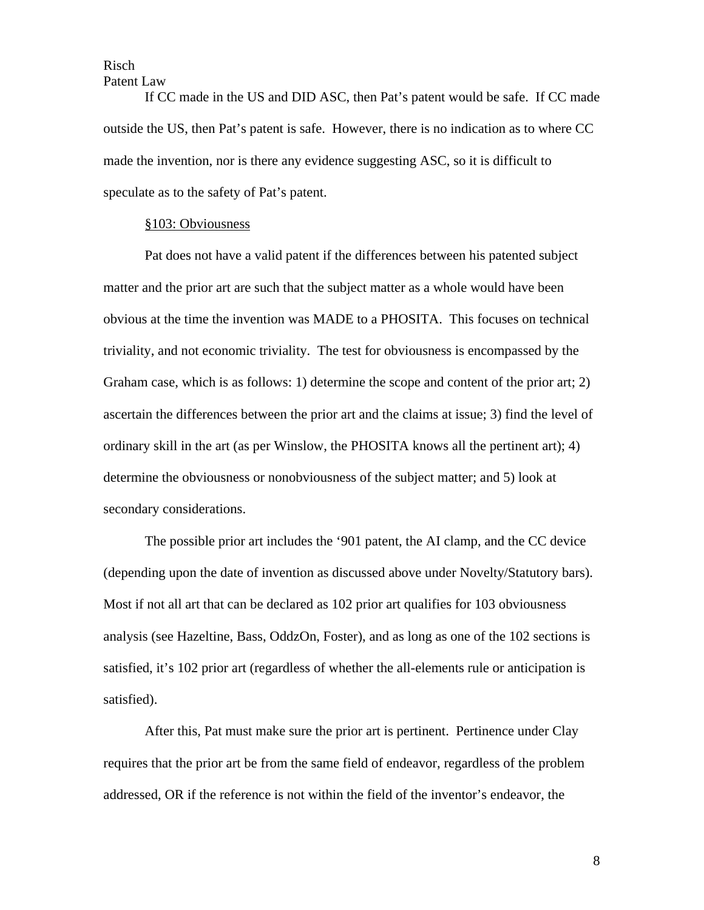If CC made in the US and DID ASC, then Pat's patent would be safe. If CC made outside the US, then Pat's patent is safe. However, there is no indication as to where CC made the invention, nor is there any evidence suggesting ASC, so it is difficult to speculate as to the safety of Pat's patent.

§103: Obviousness

Pat does not have a valid patent if the differences between his patented subject matter and the prior art are such that the subject matter as a whole would have been obvious at the time the invention was MADE to a PHOSITA. This focuses on technical triviality, and not economic triviality. The test for obviousness is encompassed by the Graham case, which is as follows: 1) determine the scope and content of the prior art; 2) ascertain the differences between the prior art and the claims at issue; 3) find the level of ordinary skill in the art (as per Winslow, the PHOSITA knows all the pertinent art); 4) determine the obviousness or nonobviousness of the subject matter; and 5) look at secondary considerations.

The possible prior art includes the '901 patent, the AI clamp, and the CC device (depending upon the date of invention as discussed above under Novelty/Statutory bars). Most if not all art that can be declared as 102 prior art qualifies for 103 obviousness analysis (see Hazeltine, Bass, OddzOn, Foster), and as long as one of the 102 sections is satisfied, it's 102 prior art (regardless of whether the all-elements rule or anticipation is satisfied).

After this, Pat must make sure the prior art is pertinent. Pertinence under Clay requires that the prior art be from the same field of endeavor, regardless of the problem addressed, OR if the reference is not within the field of the inventor's endeavor, the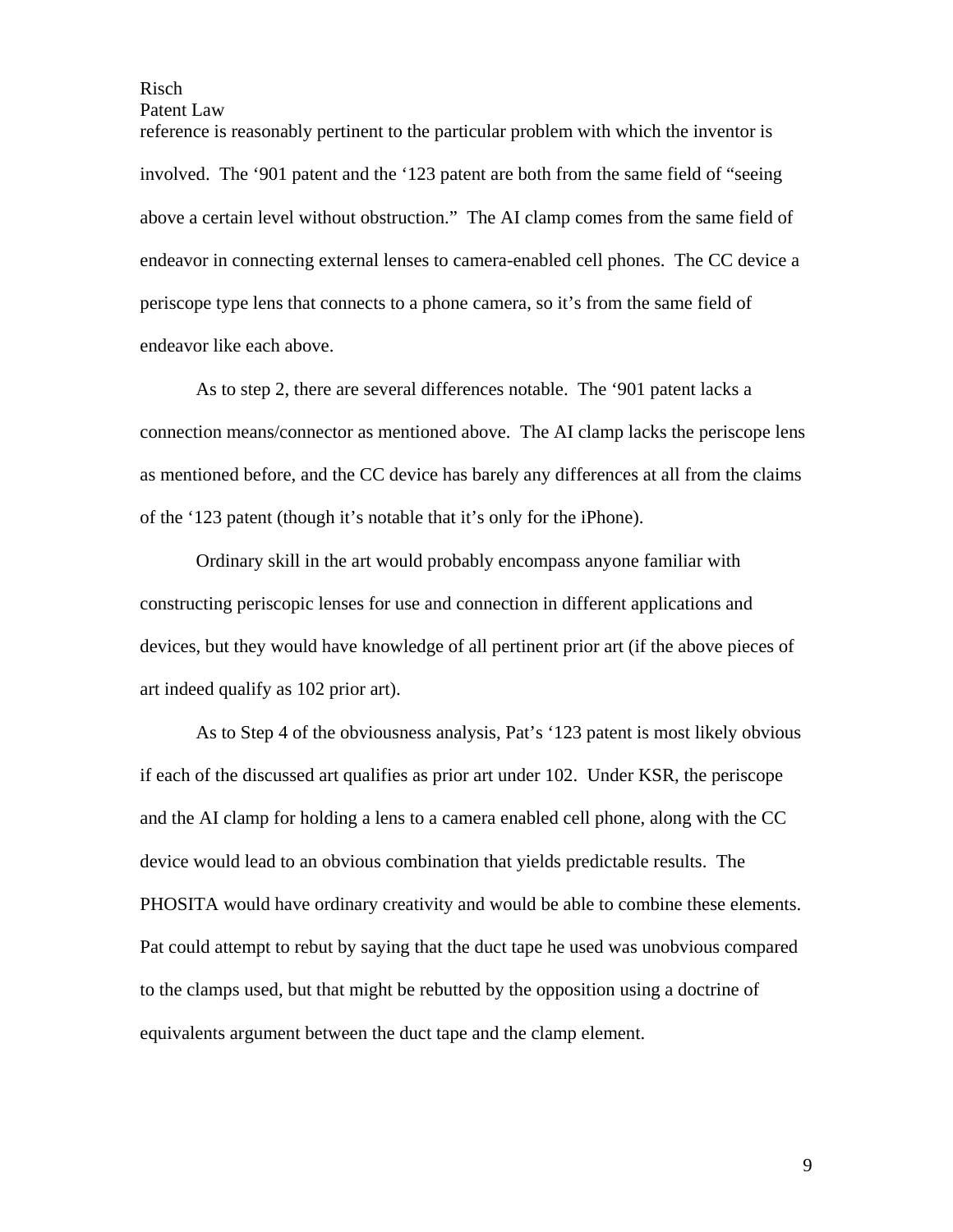reference is reasonably pertinent to the particular problem with which the inventor is involved. The '901 patent and the '123 patent are both from the same field of "seeing above a certain level without obstruction." The AI clamp comes from the same field of endeavor in connecting external lenses to camera-enabled cell phones. The CC device a periscope type lens that connects to a phone camera, so it's from the same field of endeavor like each above.

As to step 2, there are several differences notable. The '901 patent lacks a connection means/connector as mentioned above. The AI clamp lacks the periscope lens as mentioned before, and the CC device has barely any differences at all from the claims of the '123 patent (though it's notable that it's only for the iPhone).

Ordinary skill in the art would probably encompass anyone familiar with constructing periscopic lenses for use and connection in different applications and devices, but they would have knowledge of all pertinent prior art (if the above pieces of art indeed qualify as 102 prior art).

As to Step 4 of the obviousness analysis, Pat's '123 patent is most likely obvious if each of the discussed art qualifies as prior art under 102. Under KSR, the periscope and the AI clamp for holding a lens to a camera enabled cell phone, along with the CC device would lead to an obvious combination that yields predictable results. The PHOSITA would have ordinary creativity and would be able to combine these elements. Pat could attempt to rebut by saying that the duct tape he used was unobvious compared to the clamps used, but that might be rebutted by the opposition using a doctrine of equivalents argument between the duct tape and the clamp element.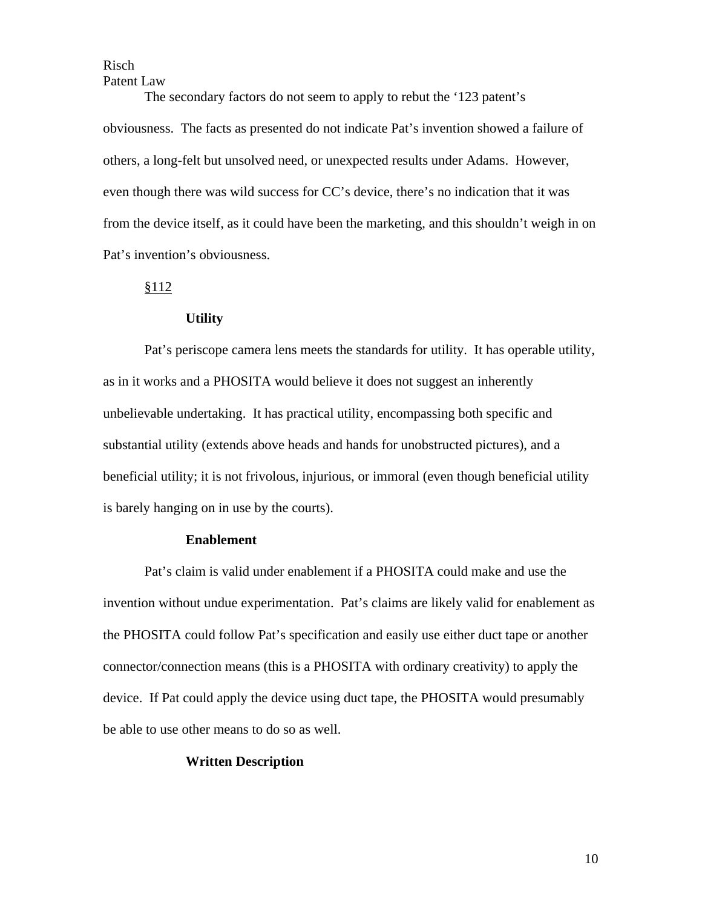The secondary factors do not seem to apply to rebut the '123 patent's obviousness. The facts as presented do not indicate Pat's invention showed a failure of others, a long-felt but unsolved need, or unexpected results under Adams. However, even though there was wild success for CC's device, there's no indication that it was from the device itself, as it could have been the marketing, and this shouldn't weigh in on Pat's invention's obviousness.

## §112

### Utility

Pat's periscope camera lens meets the standards for utility. It has operable utility, as in it works and a PHOSITA would believe it does not suggest an inherently unbelievable undertaking. It has practical utility, encompassing both specific and substantial utility (extends above heads and hands for unobstructed pictures), and a beneficial utility; it is not frivolous, injurious, or immoral (even though beneficial utility is barely hanging on in use by the courts).

### Enablement

Pat's claim is valid under enablement if a PHOSITA could make and use the invention without undue experimentation. Pat's claims are likely valid for enablement as the PHOSITA could follow Pat's specification and easily use either duct tape or another connector/connection means (this is a PHOSITA with ordinary creativity) to apply the device. If Pat could apply the device using duct tape, the PHOSITA would presumably be able to use other means to do so as well.

### Written Description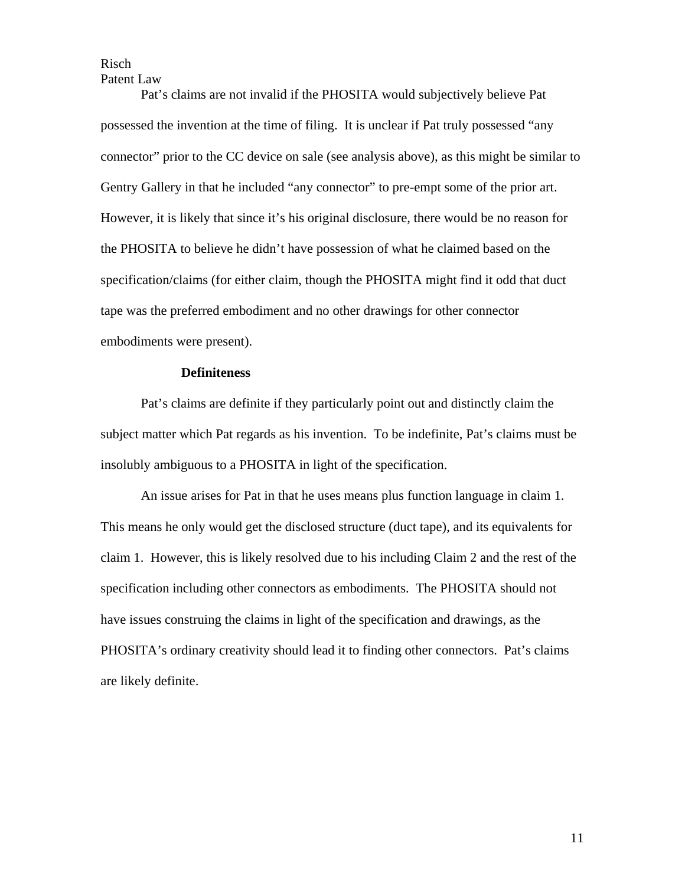Pat's claims are not invalid if the PHOSITA would subjectively believe Pat possessed the invention at the time of filing. It is unclear if Pat truly possessed "any connector" prior to the CC device on sale (see analysis above), as this might be similar to Gentry Gallery in that he included "any connector" to pre-empt some of the prior art. However, it is likely that since it's his original disclosure, there would be no reason for the PHOSITA to believe he didn't have possession of what he claimed based on the specification/claims (for either claim, though the PHOSITA might find it odd that duct tape was the preferred embodiment and no other drawings for other connector embodiments were present).

**Definiteness**

Pat's claims are definite if they particularly point out and distinctly claim the subject matter which Pat regards as his invention. To be indefinite, Pat's claims must be insolubly ambiguous to a PHOSITA in light of the specification.

An issue arises for Pat in that he uses means plus function language in claim 1. This means he only would get the disclosed structure (duct tape), and its equivalents for claim 1. However, this is likely resolved due to his including Claim 2 and the rest of the specification including other connectors as embodiments. The PHOSITA should not have issues construing the claims in light of the specification and drawings, as the PHOSITA's ordinary creativity should lead it to finding other connectors. Pat's claims are likely definite.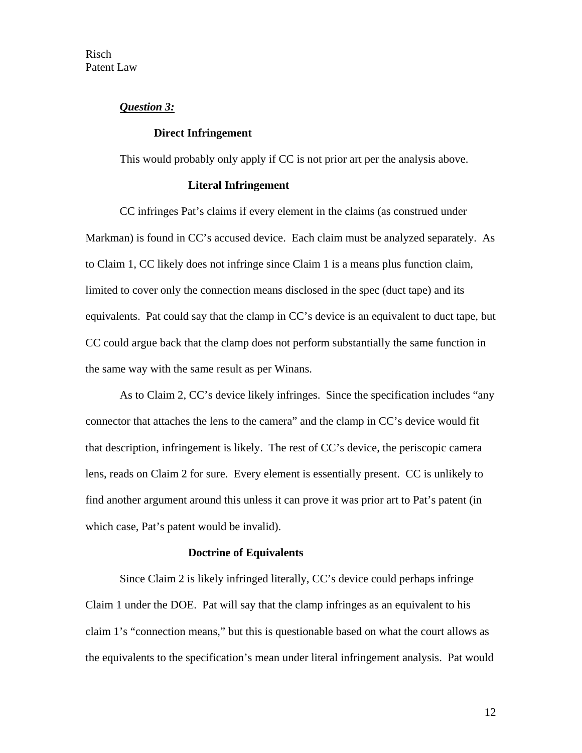***Question 3:***

**Direct Infringement**

This would probably only apply if CC is not prior art per the analysis above.

**Literal Infringement**

CC infringes Pat's claims if every element in the claims (as construed under Markman) is found in CC's accused device. Each claim must be analyzed separately. As to Claim 1, CC likely does not infringe since Claim 1 is a means plus function claim, limited to cover only the connection means disclosed in the spec (duct tape) and its equivalents. Pat could say that the clamp in CC's device is an equivalent to duct tape, but CC could argue back that the clamp does not perform substantially the same function in the same way with the same result as per Winans.

As to Claim 2, CC's device likely infringes. Since the specification includes "any connector that attaches the lens to the camera" and the clamp in CC's device would fit that description, infringement is likely. The rest of CC's device, the periscopic camera lens, reads on Claim 2 for sure. Every element is essentially present. CC is unlikely to find another argument around this unless it can prove it was prior art to Pat's patent (in which case, Pat's patent would be invalid).

**Doctrine of Equivalents**

Since Claim 2 is likely infringed literally, CC's device could perhaps infringe Claim 1 under the DOE. Pat will say that the clamp infringes as an equivalent to his claim 1's "connection means," but this is questionable based on what the court allows as the equivalents to the specification's mean under literal infringement analysis. Pat would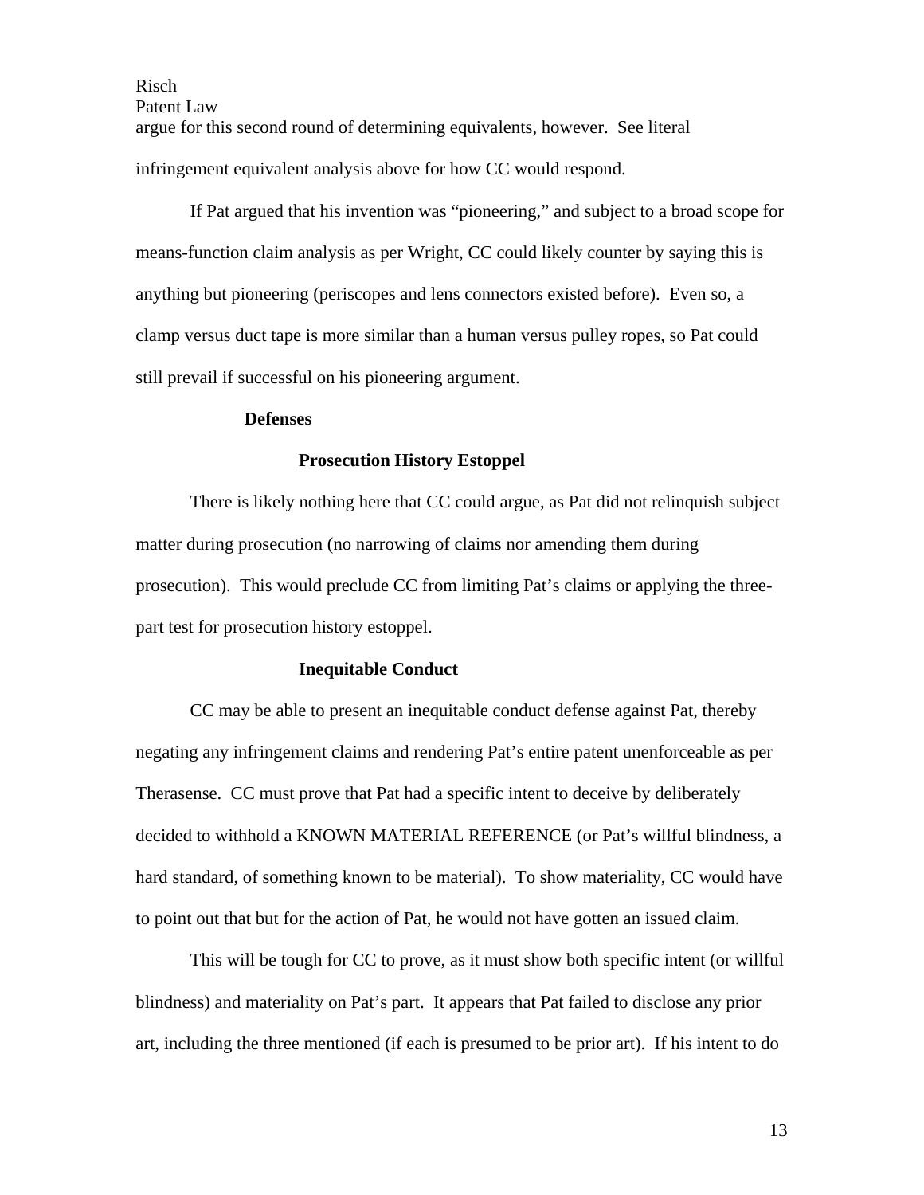argue for this second round of determining equivalents, however. See literal infringement equivalent analysis above for how CC would respond.

If Pat argued that his invention was "pioneering," and subject to a broad scope for means-function claim analysis as per Wright, CC could likely counter by saying this is anything but pioneering (periscopes and lens connectors existed before). Even so, a clamp versus duct tape is more similar than a human versus pulley ropes, so Pat could still prevail if successful on his pioneering argument.

**Defenses**

**Prosecution History Estoppel**

There is likely nothing here that CC could argue, as Pat did not relinquish subject matter during prosecution (no narrowing of claims nor amending them during prosecution). This would preclude CC from limiting Pat's claims or applying the three-part test for prosecution history estoppel.

**Inequitable Conduct**

CC may be able to present an inequitable conduct defense against Pat, thereby negating any infringement claims and rendering Pat's entire patent unenforceable as per Therasense. CC must prove that Pat had a specific intent to deceive by deliberately decided to withhold a KNOWN MATERIAL REFERENCE (or Pat's willful blindness, a hard standard, of something known to be material). To show materiality, CC would have to point out that but for the action of Pat, he would not have gotten an issued claim.

This will be tough for CC to prove, as it must show both specific intent (or willful blindness) and materiality on Pat's part. It appears that Pat failed to disclose any prior art, including the three mentioned (if each is presumed to be prior art). If his intent to do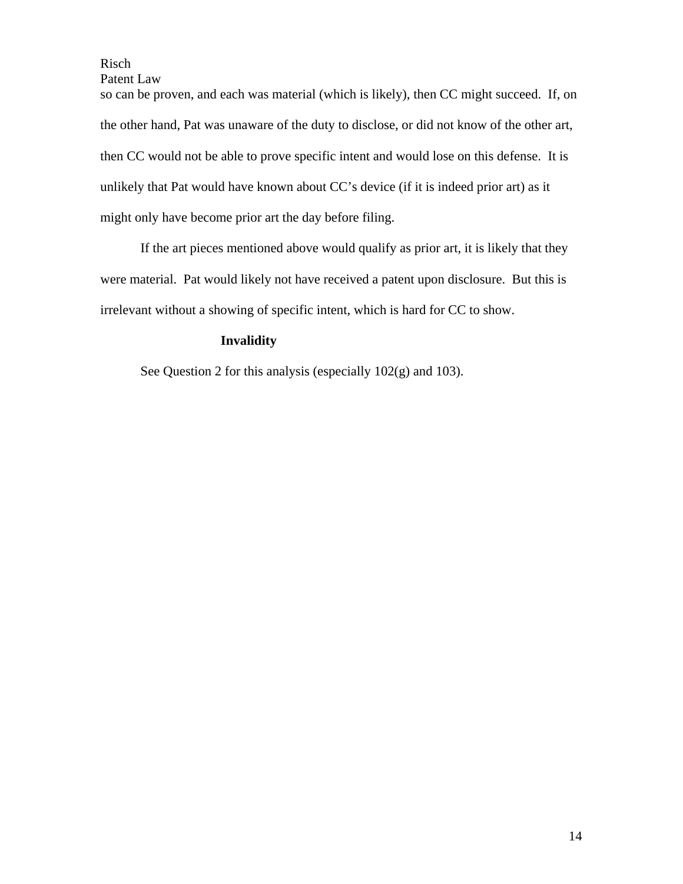so can be proven, and each was material (which is likely), then CC might succeed. If, on the other hand, Pat was unaware of the duty to disclose, or did not know of the other art, then CC would not be able to prove specific intent and would lose on this defense. It is unlikely that Pat would have known about CC's device (if it is indeed prior art) as it might only have become prior art the day before filing.

If the art pieces mentioned above would qualify as prior art, it is likely that they were material. Pat would likely not have received a patent upon disclosure. But this is irrelevant without a showing of specific intent, which is hard for CC to show.

**Invalidity**

See Question 2 for this analysis (especially 102(g) and 103).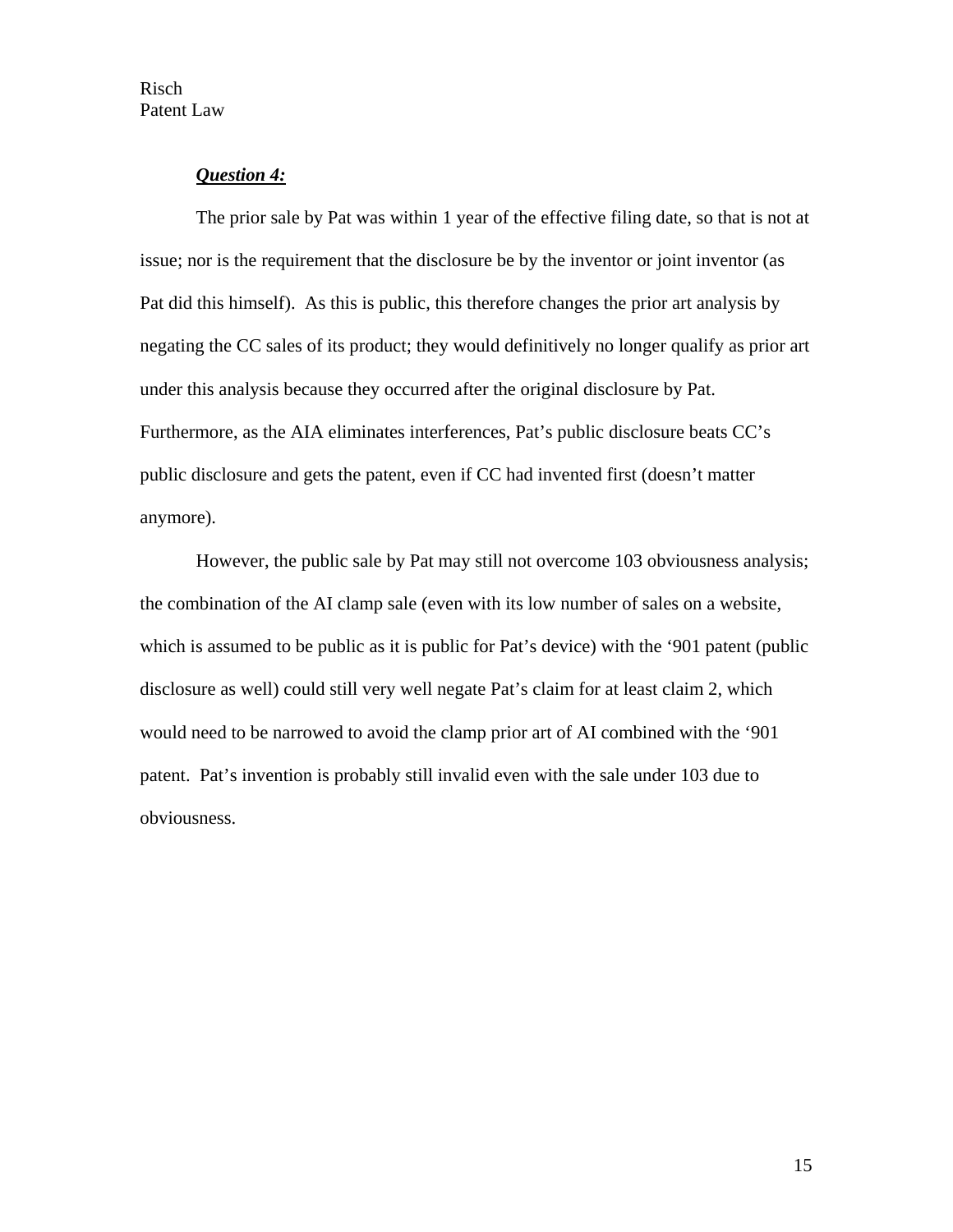***Question 4:***

The prior sale by Pat was within 1 year of the effective filing date, so that is not at issue; nor is the requirement that the disclosure be by the inventor or joint inventor (as Pat did this himself). As this is public, this therefore changes the prior art analysis by negating the CC sales of its product; they would definitively no longer qualify as prior art under this analysis because they occurred after the original disclosure by Pat. Furthermore, as the AIA eliminates interferences, Pat's public disclosure beats CC's public disclosure and gets the patent, even if CC had invented first (doesn't matter anymore).

However, the public sale by Pat may still not overcome 103 obviousness analysis; the combination of the AI clamp sale (even with its low number of sales on a website, which is assumed to be public as it is public for Pat's device) with the '901 patent (public disclosure as well) could still very well negate Pat's claim for at least claim 2, which would need to be narrowed to avoid the clamp prior art of AI combined with the '901 patent. Pat's invention is probably still invalid even with the sale under 103 due to obviousness.